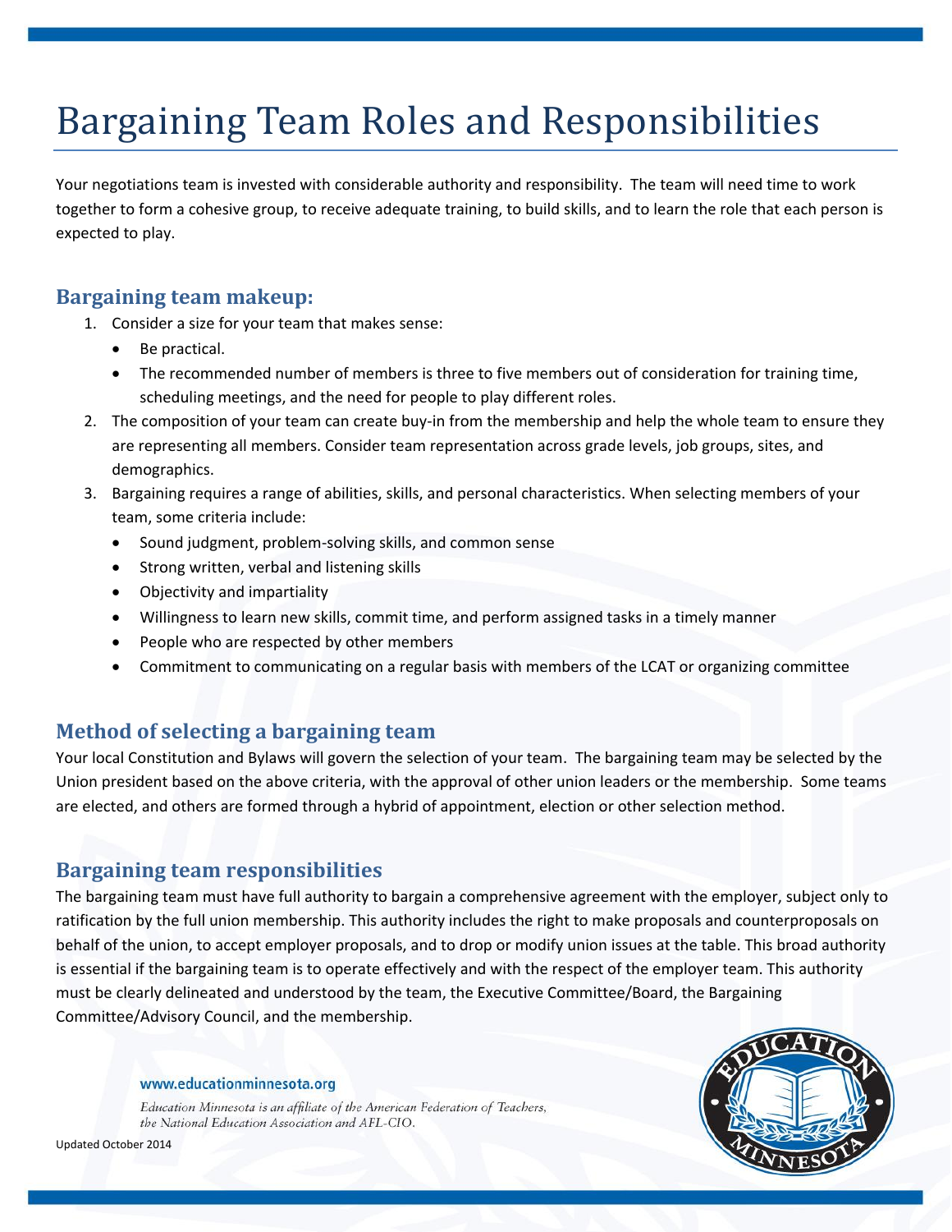# Bargaining Team Roles and Responsibilities

Your negotiations team is invested with considerable authority and responsibility. The team will need time to work together to form a cohesive group, to receive adequate training, to build skills, and to learn the role that each person is expected to play.

## Bargaining team makeup:

1. Consider a size for your team that makes sense:
   - Be practical.
   - The recommended number of members is three to five members out of consideration for training time, scheduling meetings, and the need for people to play different roles.
2. The composition of your team can create buy-in from the membership and help the whole team to ensure they are representing all members. Consider team representation across grade levels, job groups, sites, and demographics.
3. Bargaining requires a range of abilities, skills, and personal characteristics. When selecting members of your team, some criteria include:
   - Sound judgment, problem-solving skills, and common sense
   - Strong written, verbal and listening skills
   - Objectivity and impartiality
   - Willingness to learn new skills, commit time, and perform assigned tasks in a timely manner
   - People who are respected by other members
   - Commitment to communicating on a regular basis with members of the LCAT or organizing committee

## Method of selecting a bargaining team

Your local Constitution and Bylaws will govern the selection of your team. The bargaining team may be selected by the Union president based on the above criteria, with the approval of other union leaders or the membership. Some teams are elected, and others are formed through a hybrid of appointment, election or other selection method.

## Bargaining team responsibilities

The bargaining team must have full authority to bargain a comprehensive agreement with the employer, subject only to ratification by the full union membership. This authority includes the right to make proposals and counterproposals on behalf of the union, to accept employer proposals, and to drop or modify union issues at the table. This broad authority is essential if the bargaining team is to operate effectively and with the respect of the employer team. This authority must be clearly delineated and understood by the team, the Executive Committee/Board, the Bargaining Committee/Advisory Council, and the membership.

www.educationminnesota.org

*Education Minnesota is an affiliate of the American Federation of Teachers, the National Education Association and AFL-CIO.*

Updated October 2014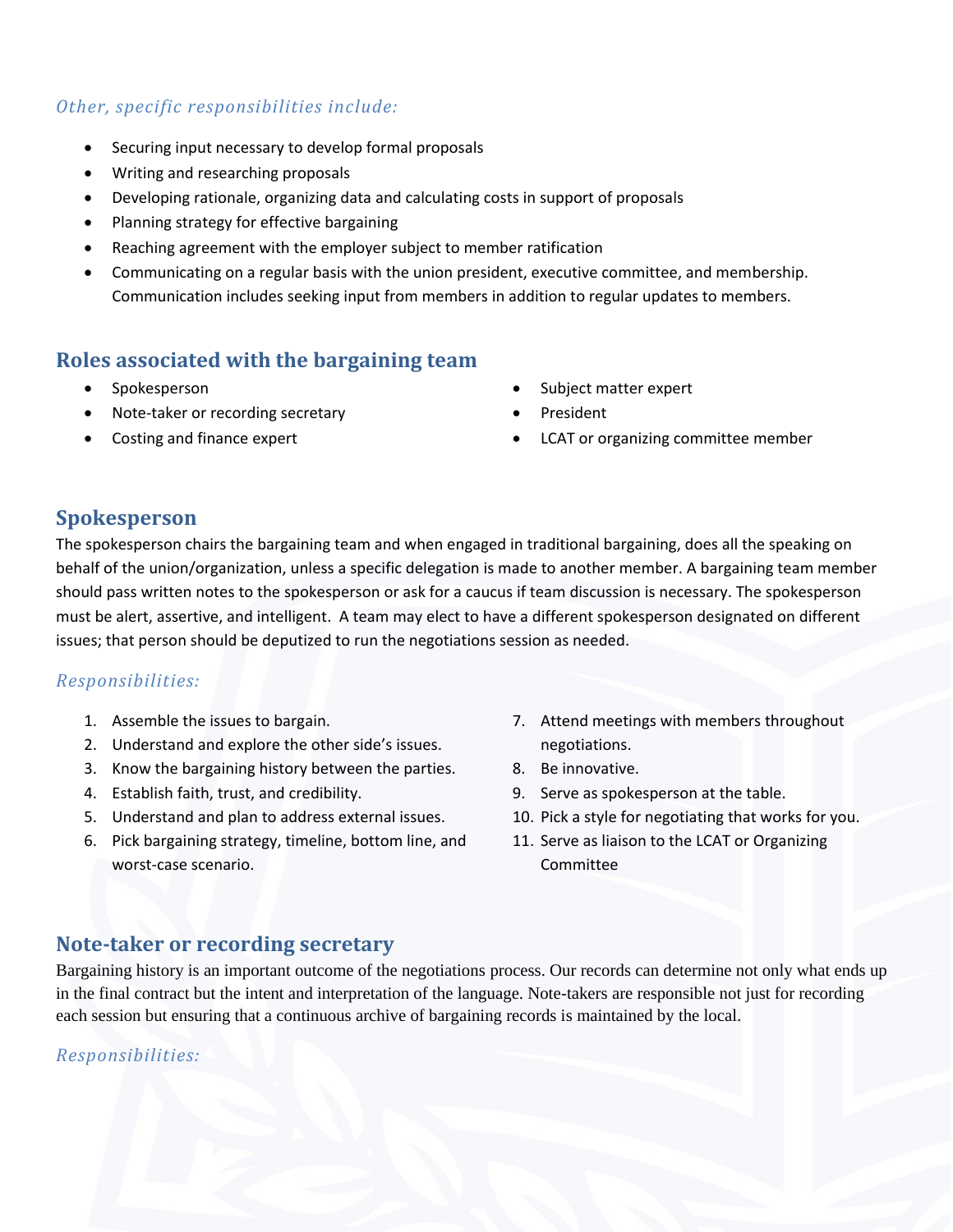*Other, specific responsibilities include:*

- Securing input necessary to develop formal proposals
- Writing and researching proposals
- Developing rationale, organizing data and calculating costs in support of proposals
- Planning strategy for effective bargaining
- Reaching agreement with the employer subject to member ratification
- Communicating on a regular basis with the union president, executive committee, and membership. Communication includes seeking input from members in addition to regular updates to members.

## Roles associated with the bargaining team

- Spokesperson
- Note-taker or recording secretary
- Costing and finance expert
- Subject matter expert
- President
- LCAT or organizing committee member

## Spokesperson

The spokesperson chairs the bargaining team and when engaged in traditional bargaining, does all the speaking on behalf of the union/organization, unless a specific delegation is made to another member. A bargaining team member should pass written notes to the spokesperson or ask for a caucus if team discussion is necessary. The spokesperson must be alert, assertive, and intelligent. A team may elect to have a different spokesperson designated on different issues; that person should be deputized to run the negotiations session as needed.

*Responsibilities:*

1. Assemble the issues to bargain.
2. Understand and explore the other side's issues.
3. Know the bargaining history between the parties.
4. Establish faith, trust, and credibility.
5. Understand and plan to address external issues.
6. Pick bargaining strategy, timeline, bottom line, and worst-case scenario.
7. Attend meetings with members throughout negotiations.
8. Be innovative.
9. Serve as spokesperson at the table.
10. Pick a style for negotiating that works for you.
11. Serve as liaison to the LCAT or Organizing Committee

## Note-taker or recording secretary

Bargaining history is an important outcome of the negotiations process. Our records can determine not only what ends up in the final contract but the intent and interpretation of the language. Note-takers are responsible not just for recording each session but ensuring that a continuous archive of bargaining records is maintained by the local.

*Responsibilities:*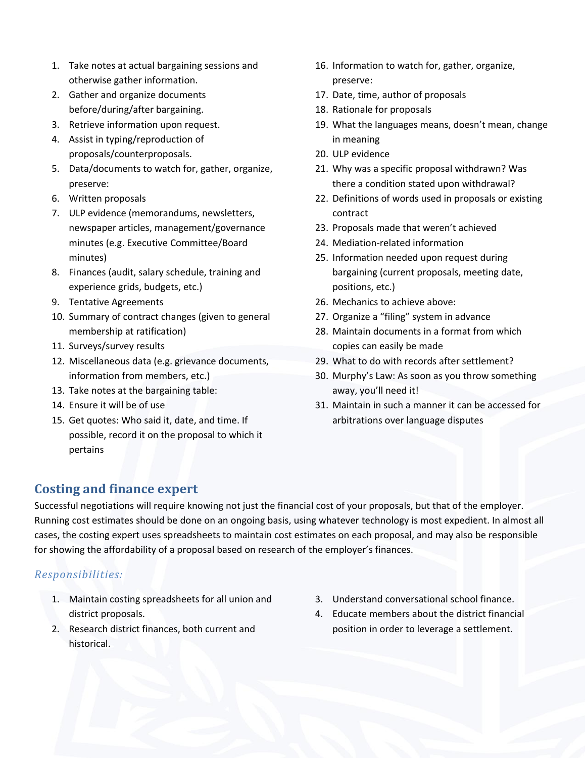1. Take notes at actual bargaining sessions and otherwise gather information.
2. Gather and organize documents before/during/after bargaining.
3. Retrieve information upon request.
4. Assist in typing/reproduction of proposals/counterproposals.
5. Data/documents to watch for, gather, organize, preserve:
6. Written proposals
7. ULP evidence (memorandums, newsletters, newspaper articles, management/governance minutes (e.g. Executive Committee/Board minutes)
8. Finances (audit, salary schedule, training and experience grids, budgets, etc.)
9. Tentative Agreements
10. Summary of contract changes (given to general membership at ratification)
11. Surveys/survey results
12. Miscellaneous data (e.g. grievance documents, information from members, etc.)
13. Take notes at the bargaining table:
14. Ensure it will be of use
15. Get quotes: Who said it, date, and time. If possible, record it on the proposal to which it pertains
16. Information to watch for, gather, organize, preserve:
17. Date, time, author of proposals
18. Rationale for proposals
19. What the languages means, doesn't mean, change in meaning
20. ULP evidence
21. Why was a specific proposal withdrawn? Was there a condition stated upon withdrawal?
22. Definitions of words used in proposals or existing contract
23. Proposals made that weren't achieved
24. Mediation-related information
25. Information needed upon request during bargaining (current proposals, meeting date, positions, etc.)
26. Mechanics to achieve above:
27. Organize a "filing" system in advance
28. Maintain documents in a format from which copies can easily be made
29. What to do with records after settlement?
30. Murphy's Law: As soon as you throw something away, you'll need it!
31. Maintain in such a manner it can be accessed for arbitrations over language disputes

## Costing and finance expert

Successful negotiations will require knowing not just the financial cost of your proposals, but that of the employer. Running cost estimates should be done on an ongoing basis, using whatever technology is most expedient. In almost all cases, the costing expert uses spreadsheets to maintain cost estimates on each proposal, and may also be responsible for showing the affordability of a proposal based on research of the employer's finances.

### *Responsibilities:*

1. Maintain costing spreadsheets for all union and district proposals.
2. Research district finances, both current and historical.
3. Understand conversational school finance.
4. Educate members about the district financial position in order to leverage a settlement.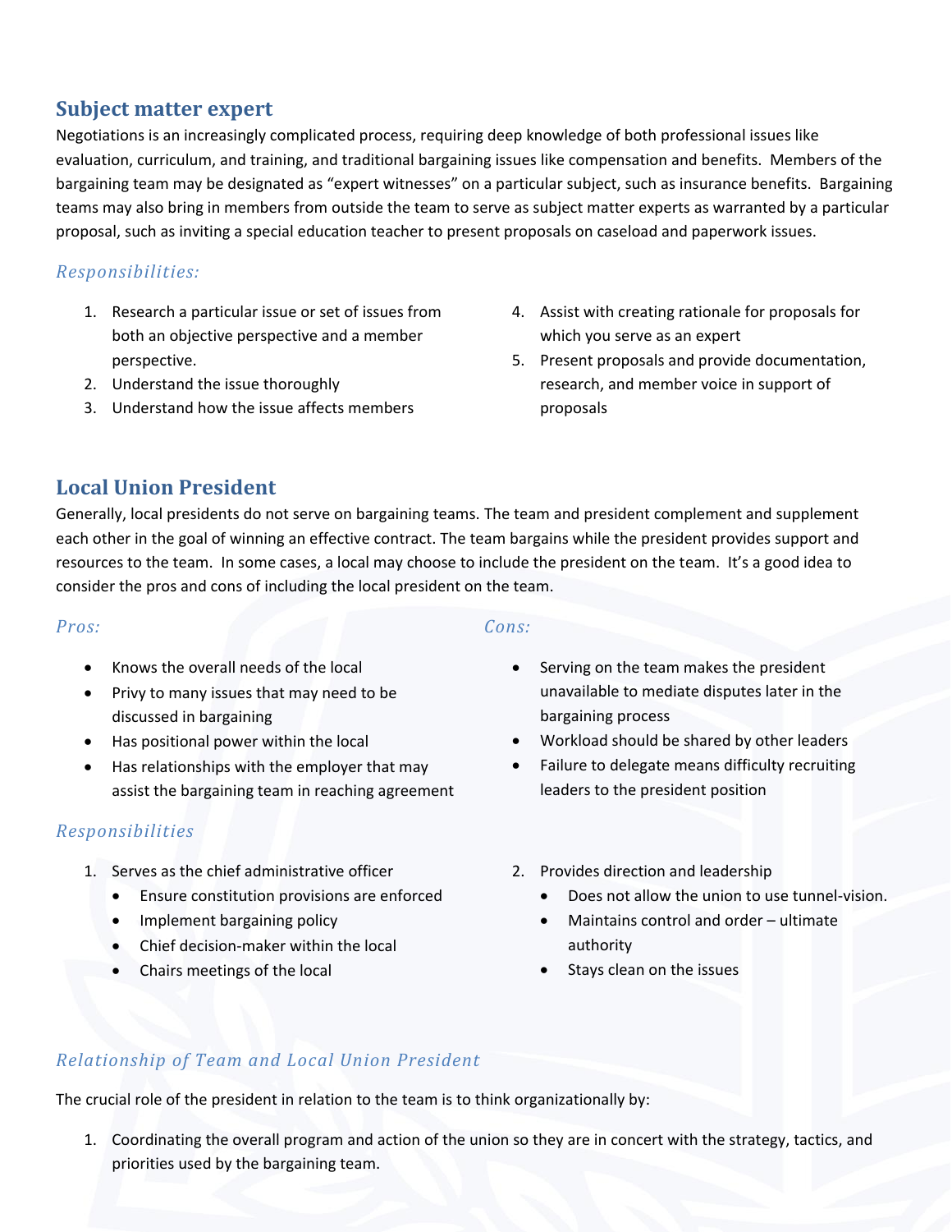## Subject matter expert

Negotiations is an increasingly complicated process, requiring deep knowledge of both professional issues like evaluation, curriculum, and training, and traditional bargaining issues like compensation and benefits. Members of the bargaining team may be designated as "expert witnesses" on a particular subject, such as insurance benefits. Bargaining teams may also bring in members from outside the team to serve as subject matter experts as warranted by a particular proposal, such as inviting a special education teacher to present proposals on caseload and paperwork issues.

### *Responsibilities:*

1. Research a particular issue or set of issues from both an objective perspective and a member perspective.
2. Understand the issue thoroughly
3. Understand how the issue affects members
4. Assist with creating rationale for proposals for which you serve as an expert
5. Present proposals and provide documentation, research, and member voice in support of proposals

## Local Union President

Generally, local presidents do not serve on bargaining teams. The team and president complement and supplement each other in the goal of winning an effective contract. The team bargains while the president provides support and resources to the team. In some cases, a local may choose to include the president on the team. It's a good idea to consider the pros and cons of including the local president on the team.

### *Pros:*

- Knows the overall needs of the local
- Privy to many issues that may need to be discussed in bargaining
- Has positional power within the local
- Has relationships with the employer that may assist the bargaining team in reaching agreement

### *Cons:*

- Serving on the team makes the president unavailable to mediate disputes later in the bargaining process
- Workload should be shared by other leaders
- Failure to delegate means difficulty recruiting leaders to the president position

### *Responsibilities*

1. Serves as the chief administrative officer
   - Ensure constitution provisions are enforced
   - Implement bargaining policy
   - Chief decision-maker within the local
   - Chairs meetings of the local
2. Provides direction and leadership
   - Does not allow the union to use tunnel-vision.
   - Maintains control and order – ultimate authority
   - Stays clean on the issues

### *Relationship of Team and Local Union President*

The crucial role of the president in relation to the team is to think organizationally by:

1. Coordinating the overall program and action of the union so they are in concert with the strategy, tactics, and priorities used by the bargaining team.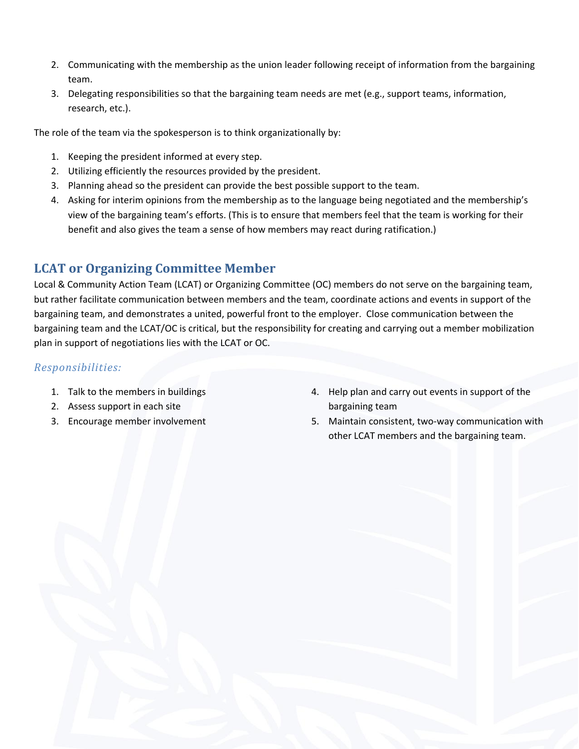2. Communicating with the membership as the union leader following receipt of information from the bargaining team.
3. Delegating responsibilities so that the bargaining team needs are met (e.g., support teams, information, research, etc.).

The role of the team via the spokesperson is to think organizationally by:

1. Keeping the president informed at every step.
2. Utilizing efficiently the resources provided by the president.
3. Planning ahead so the president can provide the best possible support to the team.
4. Asking for interim opinions from the membership as to the language being negotiated and the membership's view of the bargaining team's efforts. (This is to ensure that members feel that the team is working for their benefit and also gives the team a sense of how members may react during ratification.)

## LCAT or Organizing Committee Member

Local & Community Action Team (LCAT) or Organizing Committee (OC) members do not serve on the bargaining team, but rather facilitate communication between members and the team, coordinate actions and events in support of the bargaining team, and demonstrates a united, powerful front to the employer. Close communication between the bargaining team and the LCAT/OC is critical, but the responsibility for creating and carrying out a member mobilization plan in support of negotiations lies with the LCAT or OC.

### *Responsibilities:*

1. Talk to the members in buildings
2. Assess support in each site
3. Encourage member involvement
4. Help plan and carry out events in support of the bargaining team
5. Maintain consistent, two-way communication with other LCAT members and the bargaining team.